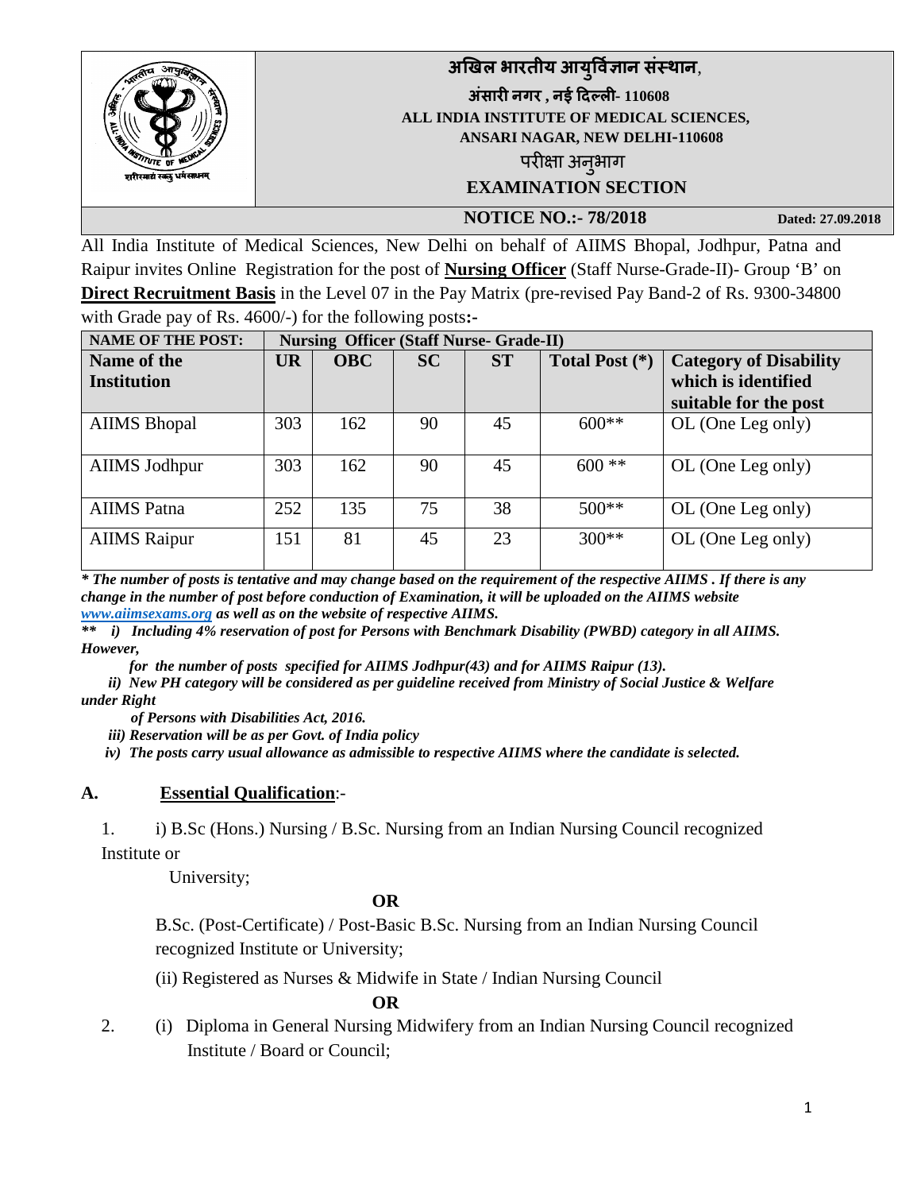**अखिल भारतीय आयुर्विज्ञान संस्थान,**

**अंसारी नगर , नई दिल्ली- 110608**

**ALL INDIA INSTITUTE OF MEDICAL SCIENCES,**

**ANSARI NAGAR, NEW DELHI-110608**

**परीक्षा अनुभाग**

**EXAMINATION SECTION**

**NOTICE NO.:- 78/2018** **Dated: 27.09.2018**

All India Institute of Medical Sciences, New Delhi on behalf of AIIMS Bhopal, Jodhpur, Patna and Raipur invites Online Registration for the post of **Nursing Officer** (Staff Nurse-Grade-II)- Group 'B' on **Direct Recruitment Basis** in the Level 07 in the Pay Matrix (pre-revised Pay Band-2 of Rs. 9300-34800 with Grade pay of Rs. 4600/-) for the following posts**:-**

| **NAME OF THE POST:** | **Nursing Officer (Staff Nurse- Grade-II)** | | | | | |
|---|---|---|---|---|---|---|
| **Name of the Institution** | **UR** | **OBC** | **SC** | **ST** | **Total Post (*)** | **Category of Disability which is identified suitable for the post** |
| AIIMS Bhopal | 303 | 162 | 90 | 45 | 600** | OL (One Leg only) |
| AIIMS Jodhpur | 303 | 162 | 90 | 45 | 600 ** | OL (One Leg only) |
| AIIMS Patna | 252 | 135 | 75 | 38 | 500** | OL (One Leg only) |
| AIIMS Raipur | 151 | 81 | 45 | 23 | 300** | OL (One Leg only) |

***\* The number of posts is tentative and may change based on the requirement of the respective AIIMS . If there is any change in the number of post before conduction of Examination, it will be uploaded on the AIIMS website [www.aiimsexams.org](http://www.aiimsexams.org) as well as on the website of respective AIIMS.***

***\*\* i) Including 4% reservation of post for Persons with Benchmark Disability (PWBD) category in all AIIMS. However,***

***for the number of posts specified for AIIMS Jodhpur(43) and for AIIMS Raipur (13).***

***ii) New PH category will be considered as per guideline received from Ministry of Social Justice & Welfare under Right of Persons with Disabilities Act, 2016.***

***iii) Reservation will be as per Govt. of India policy***

***iv) The posts carry usual allowance as admissible to respective AIIMS where the candidate is selected.***

## A. Essential Qualification:-

1. i) B.Sc (Hons.) Nursing / B.Sc. Nursing from an Indian Nursing Council recognized Institute or University;

   **OR**

   B.Sc. (Post-Certificate) / Post-Basic B.Sc. Nursing from an Indian Nursing Council recognized Institute or University;

   (ii) Registered as Nurses & Midwife in State / Indian Nursing Council

   **OR**

2. (i) Diploma in General Nursing Midwifery from an Indian Nursing Council recognized Institute / Board or Council;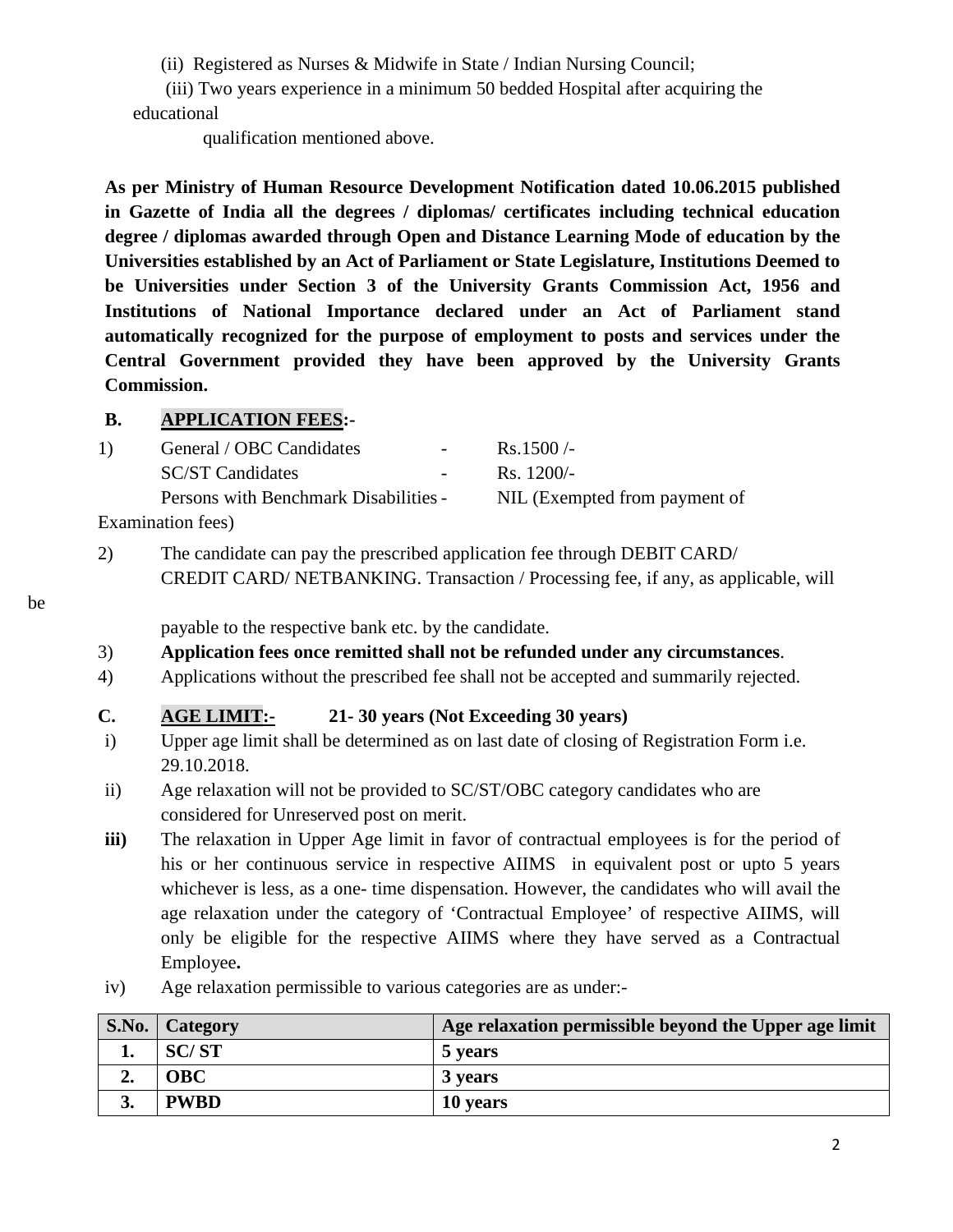(ii) Registered as Nurses & Midwife in State / Indian Nursing Council;

(iii) Two years experience in a minimum 50 bedded Hospital after acquiring the educational qualification mentioned above.

**As per Ministry of Human Resource Development Notification dated 10.06.2015 published in Gazette of India all the degrees / diplomas/ certificates including technical education degree / diplomas awarded through Open and Distance Learning Mode of education by the Universities established by an Act of Parliament or State Legislature, Institutions Deemed to be Universities under Section 3 of the University Grants Commission Act, 1956 and Institutions of National Importance declared under an Act of Parliament stand automatically recognized for the purpose of employment to posts and services under the Central Government provided they have been approved by the University Grants Commission.**

**B. APPLICATION FEES:-**

1) General / OBC Candidates - Rs.1500 /-
   SC/ST Candidates - Rs. 1200/-
   Persons with Benchmark Disabilities - NIL (Exempted from payment of Examination fees)

2) The candidate can pay the prescribed application fee through DEBIT CARD/ CREDIT CARD/ NETBANKING. Transaction / Processing fee, if any, as applicable, will be payable to the respective bank etc. by the candidate.

3) **Application fees once remitted shall not be refunded under any circumstances**.

4) Applications without the prescribed fee shall not be accepted and summarily rejected.

**C. AGE LIMIT:- 21- 30 years (Not Exceeding 30 years)**

i) Upper age limit shall be determined as on last date of closing of Registration Form i.e. 29.10.2018.

ii) Age relaxation will not be provided to SC/ST/OBC category candidates who are considered for Unreserved post on merit.

**iii)** The relaxation in Upper Age limit in favor of contractual employees is for the period of his or her continuous service in respective AIIMS in equivalent post or upto 5 years whichever is less, as a one- time dispensation. However, the candidates who will avail the age relaxation under the category of 'Contractual Employee' of respective AIIMS, will only be eligible for the respective AIIMS where they have served as a Contractual Employee**.**

iv) Age relaxation permissible to various categories are as under:-

| S.No. | Category | Age relaxation permissible beyond the Upper age limit |
|---|---|---|
| **1.** | **SC/ ST** | **5 years** |
| **2.** | **OBC** | **3 years** |
| **3.** | **PWBD** | **10 years** |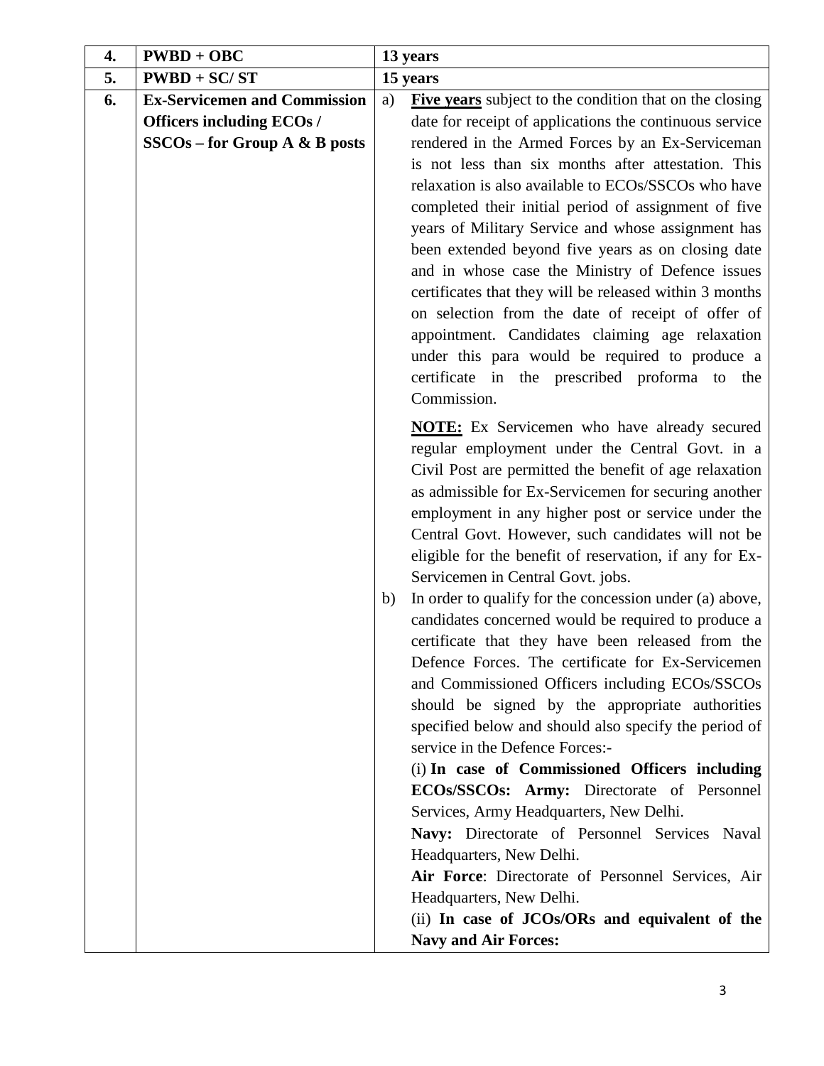| 4. | **PWBD + OBC** | **13 years** |
|---|---|---|
| 5. | **PWBD + SC/ ST** | **15 years** |
| 6. | **Ex-Servicemen and Commission Officers including ECOs / SSCOs – for Group A & B posts** | a) **<u>Five years</u>** subject to the condition that on the closing date for receipt of applications the continuous service rendered in the Armed Forces by an Ex-Serviceman is not less than six months after attestation. This relaxation is also available to ECOs/SSCOs who have completed their initial period of assignment of five years of Military Service and whose assignment has been extended beyond five years as on closing date and in whose case the Ministry of Defence issues certificates that they will be released within 3 months on selection from the date of receipt of offer of appointment. Candidates claiming age relaxation under this para would be required to produce a certificate in the prescribed proforma to the Commission.<br><br>**<u>NOTE:</u>** Ex Servicemen who have already secured regular employment under the Central Govt. in a Civil Post are permitted the benefit of age relaxation as admissible for Ex-Servicemen for securing another employment in any higher post or service under the Central Govt. However, such candidates will not be eligible for the benefit of reservation, if any for Ex-Servicemen in Central Govt. jobs.<br><br>b) In order to qualify for the concession under (a) above, candidates concerned would be required to produce a certificate that they have been released from the Defence Forces. The certificate for Ex-Servicemen and Commissioned Officers including ECOs/SSCOs should be signed by the appropriate authorities specified below and should also specify the period of service in the Defence Forces:-<br>(i) **In case of Commissioned Officers including ECOs/SSCOs: Army:** Directorate of Personnel Services, Army Headquarters, New Delhi.<br>**Navy:** Directorate of Personnel Services Naval Headquarters, New Delhi.<br>**Air Force**: Directorate of Personnel Services, Air Headquarters, New Delhi.<br>(ii) **In case of JCOs/ORs and equivalent of the Navy and Air Forces:** |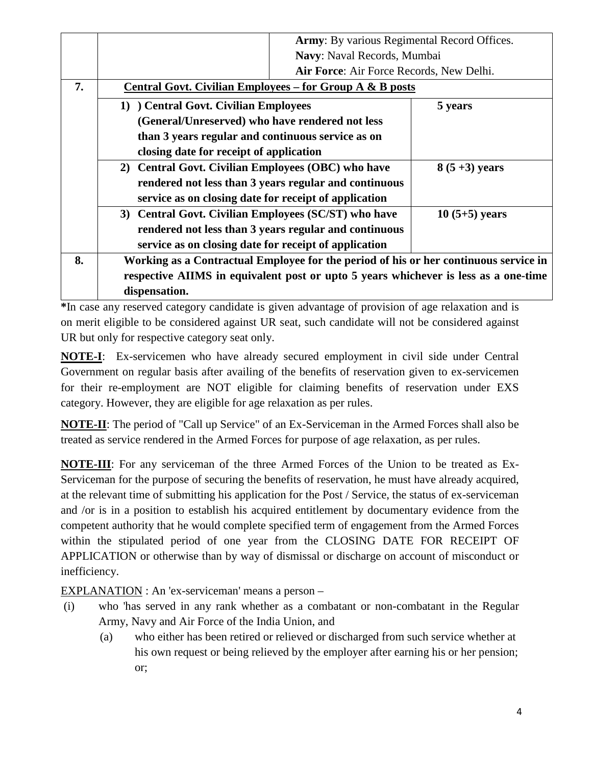|  |  | **Army**: By various Regimental Record Offices.<br>**Navy**: Naval Records, Mumbai<br>**Air Force**: Air Force Records, New Delhi. |
|---|---|---|
| **7.** | **Central Govt. Civilian Employees – for Group A & B posts** |  |
|  | **1) ) Central Govt. Civilian Employees (General/Unreserved) who have rendered not less than 3 years regular and continuous service as on closing date for receipt of application** | **5 years** |
|  | **2) Central Govt. Civilian Employees (OBC) who have rendered not less than 3 years regular and continuous service as on closing date for receipt of application** | **8 (5 +3) years** |
|  | **3) Central Govt. Civilian Employees (SC/ST) who have rendered not less than 3 years regular and continuous service as on closing date for receipt of application** | **10 (5+5) years** |
| **8.** | **Working as a Contractual Employee for the period of his or her continuous service in respective AIIMS in equivalent post or upto 5 years whichever is less as a one-time dispensation.** |  |

**\***In case any reserved category candidate is given advantage of provision of age relaxation and is on merit eligible to be considered against UR seat, such candidate will not be considered against UR but only for respective category seat only.

**NOTE-I**: Ex-servicemen who have already secured employment in civil side under Central Government on regular basis after availing of the benefits of reservation given to ex-servicemen for their re-employment are NOT eligible for claiming benefits of reservation under EXS category. However, they are eligible for age relaxation as per rules.

**NOTE-II**: The period of "Call up Service" of an Ex-Serviceman in the Armed Forces shall also be treated as service rendered in the Armed Forces for purpose of age relaxation, as per rules.

**NOTE-III**: For any serviceman of the three Armed Forces of the Union to be treated as Ex-Serviceman for the purpose of securing the benefits of reservation, he must have already acquired, at the relevant time of submitting his application for the Post / Service, the status of ex-serviceman and /or is in a position to establish his acquired entitlement by documentary evidence from the competent authority that he would complete specified term of engagement from the Armed Forces within the stipulated period of one year from the CLOSING DATE FOR RECEIPT OF APPLICATION or otherwise than by way of dismissal or discharge on account of misconduct or inefficiency.

EXPLANATION : An 'ex-serviceman' means a person –

(i) who 'has served in any rank whether as a combatant or non-combatant in the Regular Army, Navy and Air Force of the India Union, and

  (a) who either has been retired or relieved or discharged from such service whether at his own request or being relieved by the employer after earning his or her pension; or;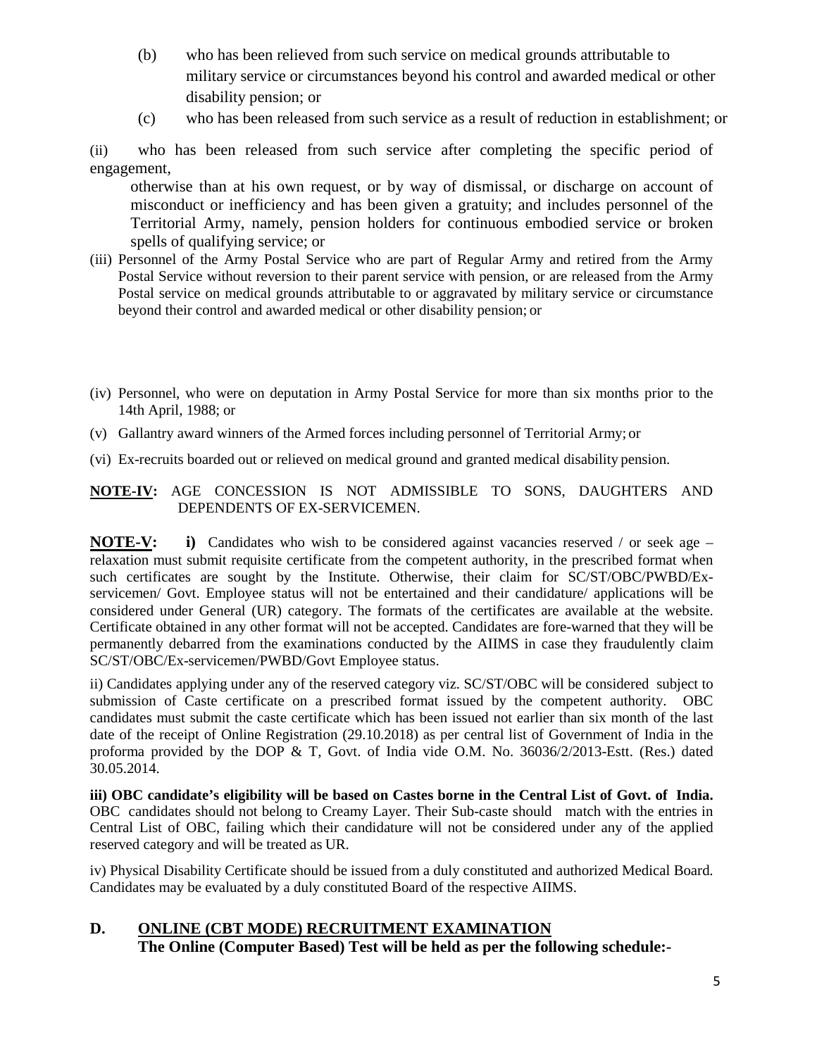(b) who has been relieved from such service on medical grounds attributable to military service or circumstances beyond his control and awarded medical or other disability pension; or

(c) who has been released from such service as a result of reduction in establishment; or

(ii) who has been released from such service after completing the specific period of engagement,

otherwise than at his own request, or by way of dismissal, or discharge on account of misconduct or inefficiency and has been given a gratuity; and includes personnel of the Territorial Army, namely, pension holders for continuous embodied service or broken spells of qualifying service; or

(iii) Personnel of the Army Postal Service who are part of Regular Army and retired from the Army Postal Service without reversion to their parent service with pension, or are released from the Army Postal service on medical grounds attributable to or aggravated by military service or circumstance beyond their control and awarded medical or other disability pension; or

(iv) Personnel, who were on deputation in Army Postal Service for more than six months prior to the 14th April, 1988; or

(v) Gallantry award winners of the Armed forces including personnel of Territorial Army; or

(vi) Ex-recruits boarded out or relieved on medical ground and granted medical disability pension.

**NOTE-IV:** AGE CONCESSION IS NOT ADMISSIBLE TO SONS, DAUGHTERS AND DEPENDENTS OF EX-SERVICEMEN.

**NOTE-V:** **i)** Candidates who wish to be considered against vacancies reserved / or seek age – relaxation must submit requisite certificate from the competent authority, in the prescribed format when such certificates are sought by the Institute. Otherwise, their claim for SC/ST/OBC/PWBD/Ex-servicemen/ Govt. Employee status will not be entertained and their candidature/ applications will be considered under General (UR) category. The formats of the certificates are available at the website. Certificate obtained in any other format will not be accepted. Candidates are fore-warned that they will be permanently debarred from the examinations conducted by the AIIMS in case they fraudulently claim SC/ST/OBC/Ex-servicemen/PWBD/Govt Employee status.

ii) Candidates applying under any of the reserved category viz. SC/ST/OBC will be considered subject to submission of Caste certificate on a prescribed format issued by the competent authority. OBC candidates must submit the caste certificate which has been issued not earlier than six month of the last date of the receipt of Online Registration (29.10.2018) as per central list of Government of India in the proforma provided by the DOP & T, Govt. of India vide O.M. No. 36036/2/2013-Estt. (Res.) dated 30.05.2014.

**iii) OBC candidate's eligibility will be based on Castes borne in the Central List of Govt. of India.** OBC candidates should not belong to Creamy Layer. Their Sub-caste should match with the entries in Central List of OBC, failing which their candidature will not be considered under any of the applied reserved category and will be treated as UR.

iv) Physical Disability Certificate should be issued from a duly constituted and authorized Medical Board. Candidates may be evaluated by a duly constituted Board of the respective AIIMS.

## D. ONLINE (CBT MODE) RECRUITMENT EXAMINATION

**The Online (Computer Based) Test will be held as per the following schedule:-**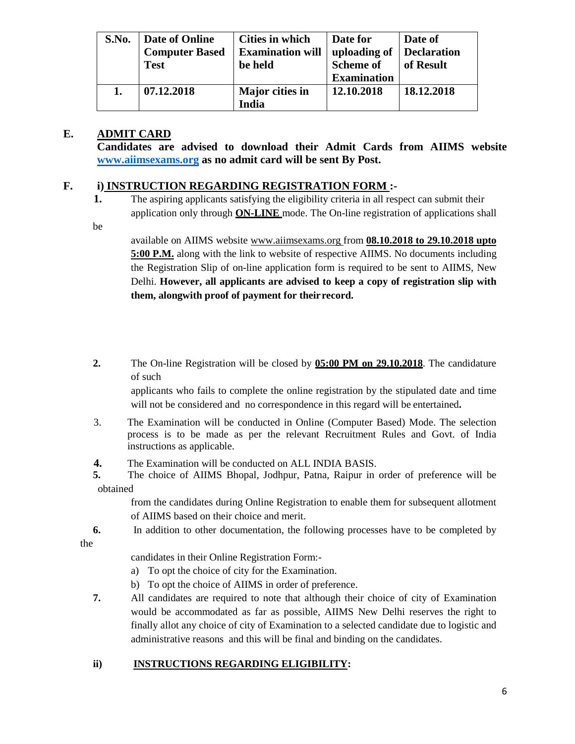| S.No. | Date of Online Computer Based Test | Cities in which Examination will be held | Date for uploading of Scheme of Examination | Date of Declaration of Result |
|---|---|---|---|---|
| 1. | 07.12.2018 | Major cities in India | 12.10.2018 | 18.12.2018 |

**E. <u>ADMIT CARD</u>**

**Candidates are advised to download their Admit Cards from AIIMS website [www.aiimsexams.org](http://www.aiimsexams.org) as no admit card will be sent By Post.**

**F. i) <u>INSTRUCTION REGARDING REGISTRATION FORM</u> :-**

**1.** The aspiring applicants satisfying the eligibility criteria in all respect can submit their application only through **<u>ON-LINE</u>** mode. The On-line registration of applications shall be available on AIIMS website www.aiimsexams.org from **<u>08.10.2018 to 29.10.2018 upto 5:00 P.M.</u>** along with the link to website of respective AIIMS. No documents including the Registration Slip of on-line application form is required to be sent to AIIMS, New Delhi. **However, all applicants are advised to keep a copy of registration slip with them, alongwith proof of payment for their record.**

**2.** The On-line Registration will be closed by **<u>05:00 PM on 29.10.2018</u>**. The candidature of such applicants who fails to complete the online registration by the stipulated date and time will not be considered and no correspondence in this regard will be entertained**.**

3. The Examination will be conducted in Online (Computer Based) Mode. The selection process is to be made as per the relevant Recruitment Rules and Govt. of India instructions as applicable.

**4.** The Examination will be conducted on ALL INDIA BASIS.

**5.** The choice of AIIMS Bhopal, Jodhpur, Patna, Raipur in order of preference will be obtained from the candidates during Online Registration to enable them for subsequent allotment of AIIMS based on their choice and merit.

**6.** In addition to other documentation, the following processes have to be completed by the candidates in their Online Registration Form:-

a) To opt the choice of city for the Examination.

b) To opt the choice of AIIMS in order of preference.

**7.** All candidates are required to note that although their choice of city of Examination would be accommodated as far as possible, AIIMS New Delhi reserves the right to finally allot any choice of city of Examination to a selected candidate due to logistic and administrative reasons and this will be final and binding on the candidates.

**ii) <u>INSTRUCTIONS REGARDING ELIGIBILITY</u>:**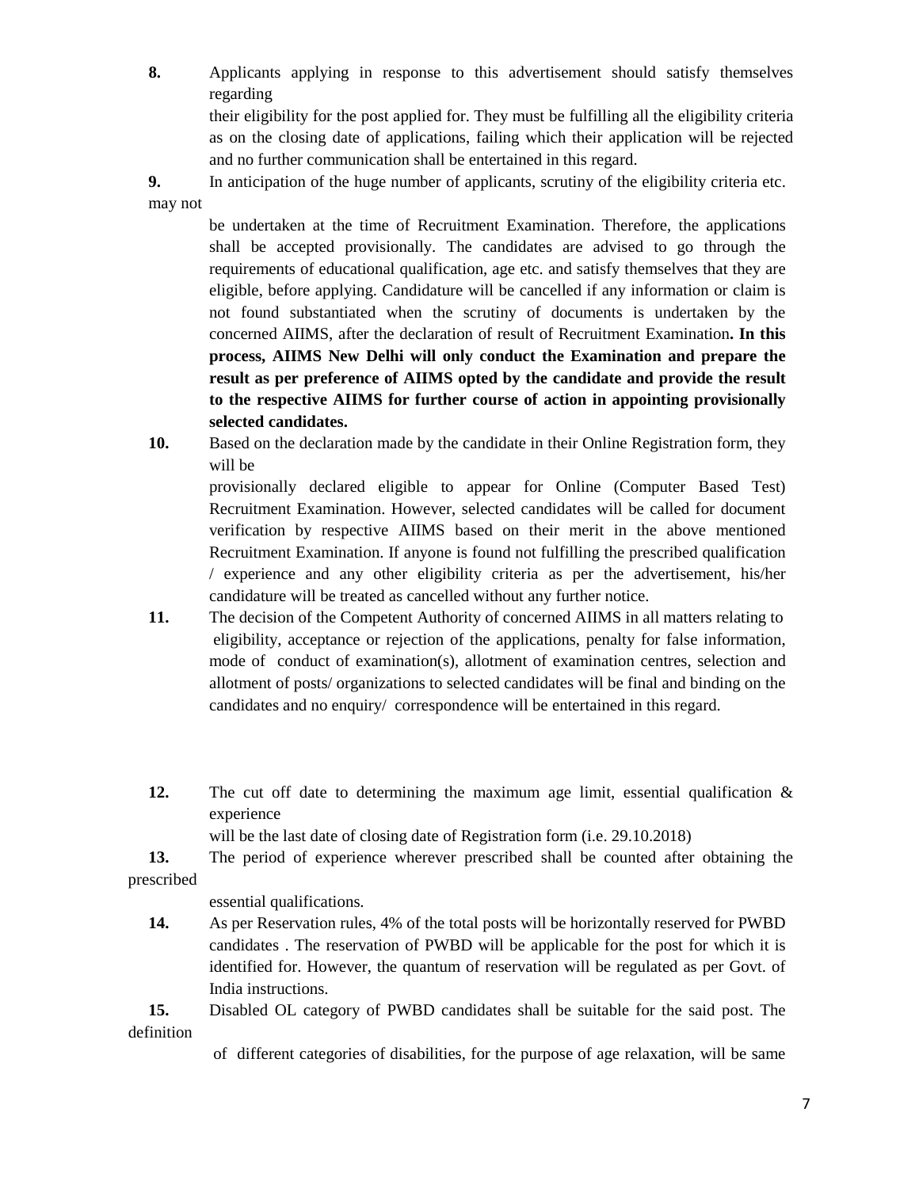**8.** Applicants applying in response to this advertisement should satisfy themselves regarding their eligibility for the post applied for. They must be fulfilling all the eligibility criteria as on the closing date of applications, failing which their application will be rejected and no further communication shall be entertained in this regard.

**9.** In anticipation of the huge number of applicants, scrutiny of the eligibility criteria etc. may not be undertaken at the time of Recruitment Examination. Therefore, the applications shall be accepted provisionally. The candidates are advised to go through the requirements of educational qualification, age etc. and satisfy themselves that they are eligible, before applying. Candidature will be cancelled if any information or claim is not found substantiated when the scrutiny of documents is undertaken by the concerned AIIMS, after the declaration of result of Recruitment Examination**. In this process, AIIMS New Delhi will only conduct the Examination and prepare the result as per preference of AIIMS opted by the candidate and provide the result to the respective AIIMS for further course of action in appointing provisionally selected candidates.**

**10.** Based on the declaration made by the candidate in their Online Registration form, they will be provisionally declared eligible to appear for Online (Computer Based Test) Recruitment Examination. However, selected candidates will be called for document verification by respective AIIMS based on their merit in the above mentioned Recruitment Examination. If anyone is found not fulfilling the prescribed qualification / experience and any other eligibility criteria as per the advertisement, his/her candidature will be treated as cancelled without any further notice.

**11.** The decision of the Competent Authority of concerned AIIMS in all matters relating to eligibility, acceptance or rejection of the applications, penalty for false information, mode of conduct of examination(s), allotment of examination centres, selection and allotment of posts/ organizations to selected candidates will be final and binding on the candidates and no enquiry/ correspondence will be entertained in this regard.

**12.** The cut off date to determining the maximum age limit, essential qualification & experience will be the last date of closing date of Registration form (i.e. 29.10.2018)

**13.** The period of experience wherever prescribed shall be counted after obtaining the prescribed essential qualifications.

**14.** As per Reservation rules, 4% of the total posts will be horizontally reserved for PWBD candidates . The reservation of PWBD will be applicable for the post for which it is identified for. However, the quantum of reservation will be regulated as per Govt. of India instructions.

**15.** Disabled OL category of PWBD candidates shall be suitable for the said post. The definition of different categories of disabilities, for the purpose of age relaxation, will be same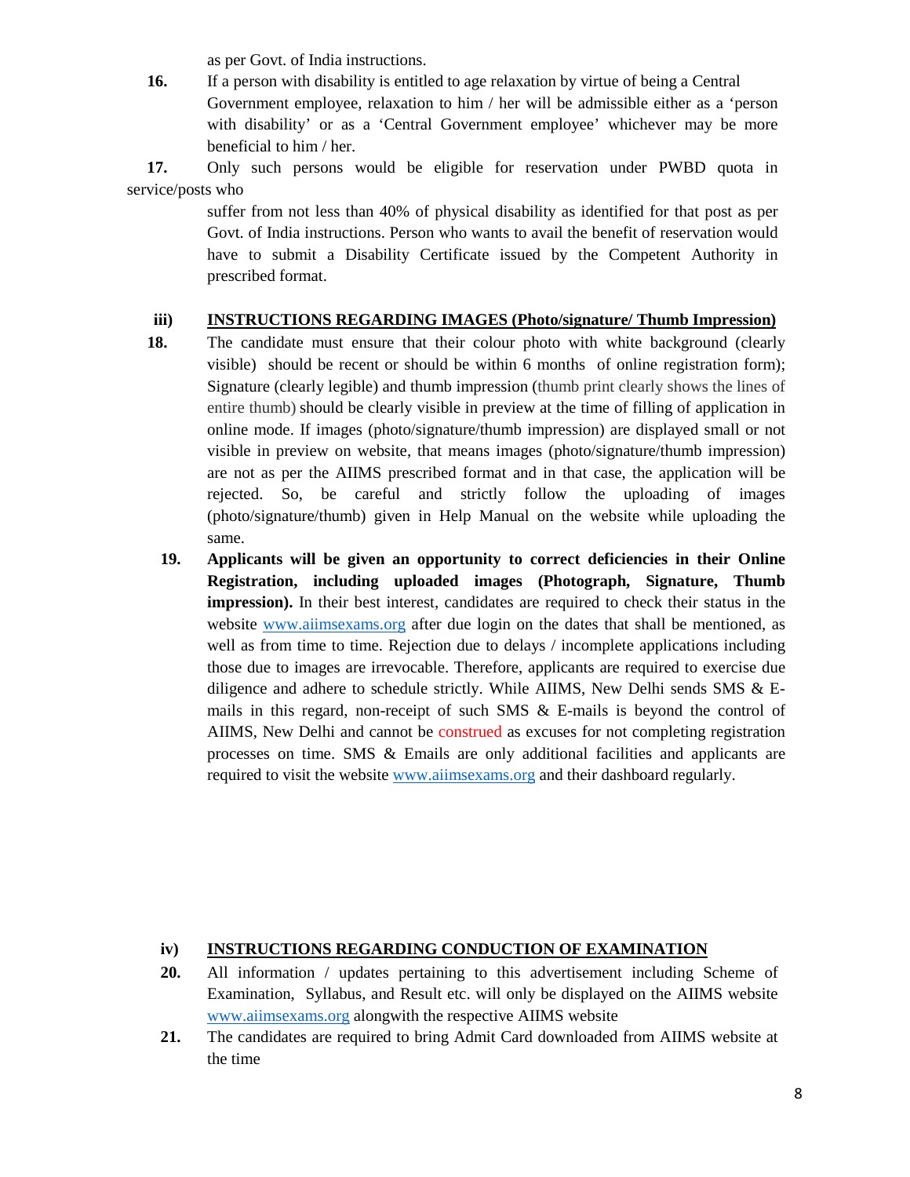as per Govt. of India instructions.

**16.** If a person with disability is entitled to age relaxation by virtue of being a Central Government employee, relaxation to him / her will be admissible either as a 'person with disability' or as a 'Central Government employee' whichever may be more beneficial to him / her.

**17.** Only such persons would be eligible for reservation under PWBD quota in service/posts who suffer from not less than 40% of physical disability as identified for that post as per Govt. of India instructions. Person who wants to avail the benefit of reservation would have to submit a Disability Certificate issued by the Competent Authority in prescribed format.

### iii) INSTRUCTIONS REGARDING IMAGES (Photo/signature/ Thumb Impression)

**18.** The candidate must ensure that their colour photo with white background (clearly visible) should be recent or should be within 6 months of online registration form); Signature (clearly legible) and thumb impression (thumb print clearly shows the lines of entire thumb) should be clearly visible in preview at the time of filling of application in online mode. If images (photo/signature/thumb impression) are displayed small or not visible in preview on website, that means images (photo/signature/thumb impression) are not as per the AIIMS prescribed format and in that case, the application will be rejected. So, be careful and strictly follow the uploading of images (photo/signature/thumb) given in Help Manual on the website while uploading the same.

**19.** **Applicants will be given an opportunity to correct deficiencies in their Online Registration, including uploaded images (Photograph, Signature, Thumb impression).** In their best interest, candidates are required to check their status in the website www.aiimsexams.org after due login on the dates that shall be mentioned, as well as from time to time. Rejection due to delays / incomplete applications including those due to images are irrevocable. Therefore, applicants are required to exercise due diligence and adhere to schedule strictly. While AIIMS, New Delhi sends SMS & E-mails in this regard, non-receipt of such SMS & E-mails is beyond the control of AIIMS, New Delhi and cannot be construed as excuses for not completing registration processes on time. SMS & Emails are only additional facilities and applicants are required to visit the website www.aiimsexams.org and their dashboard regularly.

### iv) INSTRUCTIONS REGARDING CONDUCTION OF EXAMINATION

**20.** All information / updates pertaining to this advertisement including Scheme of Examination, Syllabus, and Result etc. will only be displayed on the AIIMS website www.aiimsexams.org alongwith the respective AIIMS website

**21.** The candidates are required to bring Admit Card downloaded from AIIMS website at the time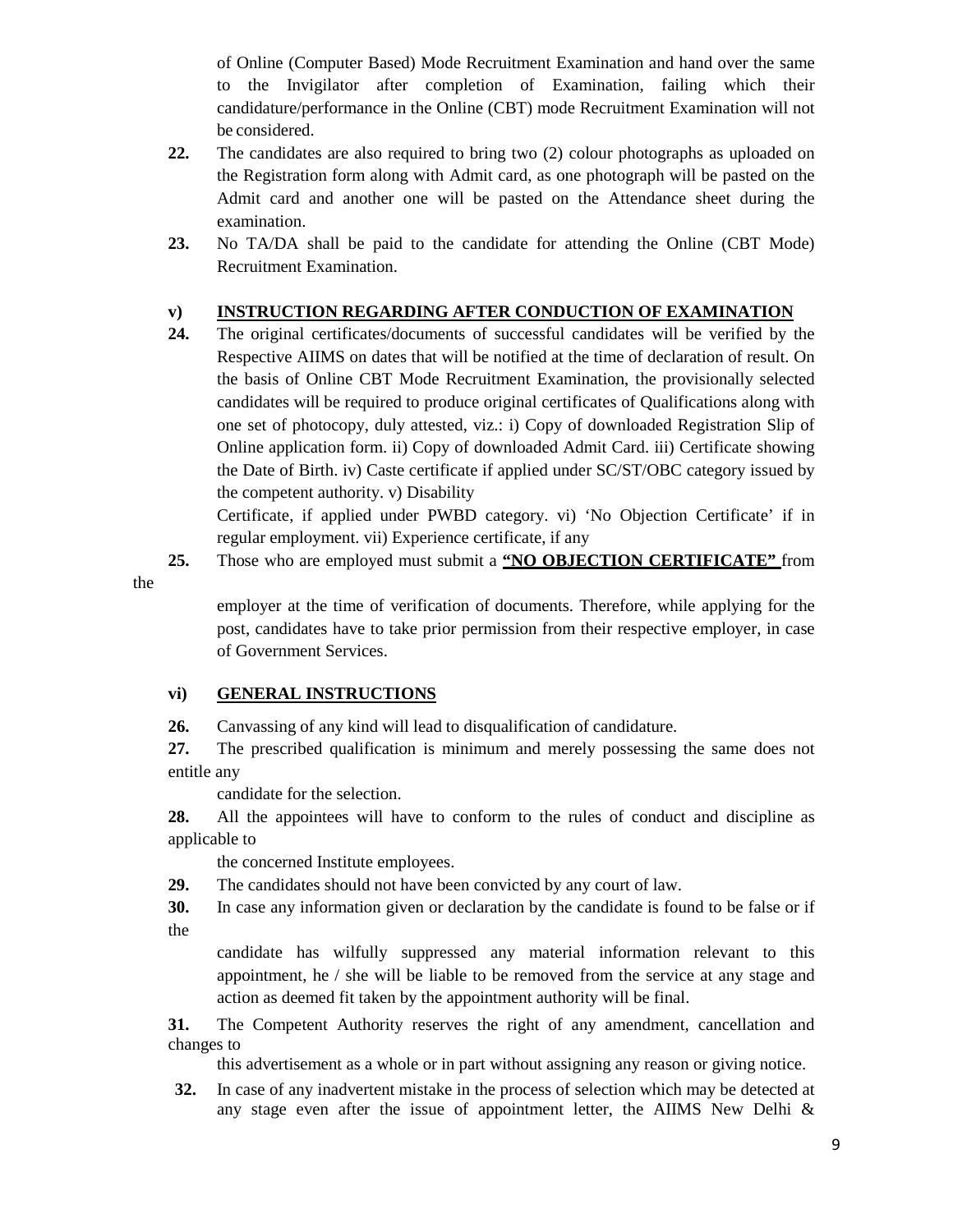of Online (Computer Based) Mode Recruitment Examination and hand over the same to the Invigilator after completion of Examination, failing which their candidature/performance in the Online (CBT) mode Recruitment Examination will not be considered.

**22.** The candidates are also required to bring two (2) colour photographs as uploaded on the Registration form along with Admit card, as one photograph will be pasted on the Admit card and another one will be pasted on the Attendance sheet during the examination.

**23.** No TA/DA shall be paid to the candidate for attending the Online (CBT Mode) Recruitment Examination.

### v) <u>INSTRUCTION REGARDING AFTER CONDUCTION OF EXAMINATION</u>

**24.** The original certificates/documents of successful candidates will be verified by the Respective AIIMS on dates that will be notified at the time of declaration of result. On the basis of Online CBT Mode Recruitment Examination, the provisionally selected candidates will be required to produce original certificates of Qualifications along with one set of photocopy, duly attested, viz.: i) Copy of downloaded Registration Slip of Online application form. ii) Copy of downloaded Admit Card. iii) Certificate showing the Date of Birth. iv) Caste certificate if applied under SC/ST/OBC category issued by the competent authority. v) Disability Certificate, if applied under PWBD category. vi) 'No Objection Certificate' if in regular employment. vii) Experience certificate, if any

**25.** Those who are employed must submit a **<u>"NO OBJECTION CERTIFICATE"</u>** from the employer at the time of verification of documents. Therefore, while applying for the post, candidates have to take prior permission from their respective employer, in case of Government Services.

### vi) <u>GENERAL INSTRUCTIONS</u>

**26.** Canvassing of any kind will lead to disqualification of candidature.

**27.** The prescribed qualification is minimum and merely possessing the same does not entitle any candidate for the selection.

**28.** All the appointees will have to conform to the rules of conduct and discipline as applicable to the concerned Institute employees.

**29.** The candidates should not have been convicted by any court of law.

**30.** In case any information given or declaration by the candidate is found to be false or if the candidate has wilfully suppressed any material information relevant to this appointment, he / she will be liable to be removed from the service at any stage and action as deemed fit taken by the appointment authority will be final.

**31.** The Competent Authority reserves the right of any amendment, cancellation and changes to this advertisement as a whole or in part without assigning any reason or giving notice.

**32.** In case of any inadvertent mistake in the process of selection which may be detected at any stage even after the issue of appointment letter, the AIIMS New Delhi &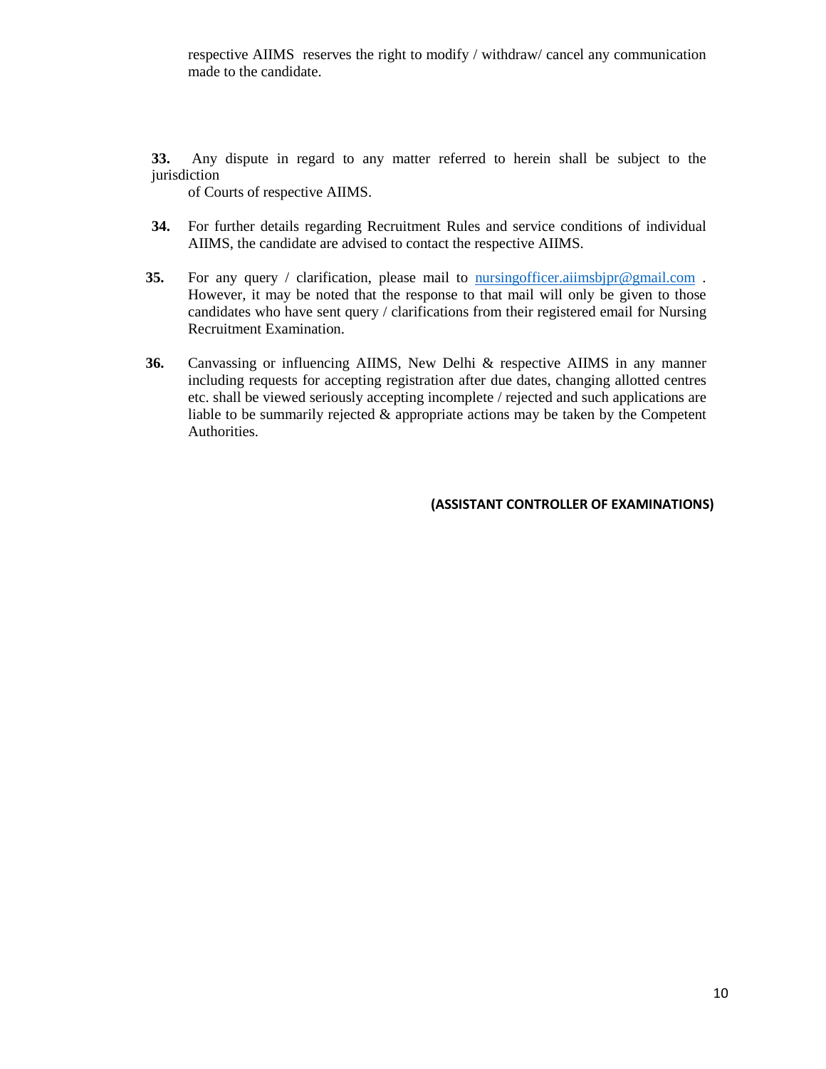respective AIIMS reserves the right to modify / withdraw/ cancel any communication made to the candidate.

**33.** Any dispute in regard to any matter referred to herein shall be subject to the jurisdiction of Courts of respective AIIMS.

**34.** For further details regarding Recruitment Rules and service conditions of individual AIIMS, the candidate are advised to contact the respective AIIMS.

**35.** For any query / clarification, please mail to nursingofficer.aiimsbjpr@gmail.com . However, it may be noted that the response to that mail will only be given to those candidates who have sent query / clarifications from their registered email for Nursing Recruitment Examination.

**36.** Canvassing or influencing AIIMS, New Delhi & respective AIIMS in any manner including requests for accepting registration after due dates, changing allotted centres etc. shall be viewed seriously accepting incomplete / rejected and such applications are liable to be summarily rejected & appropriate actions may be taken by the Competent Authorities.

**(ASSISTANT CONTROLLER OF EXAMINATIONS)**